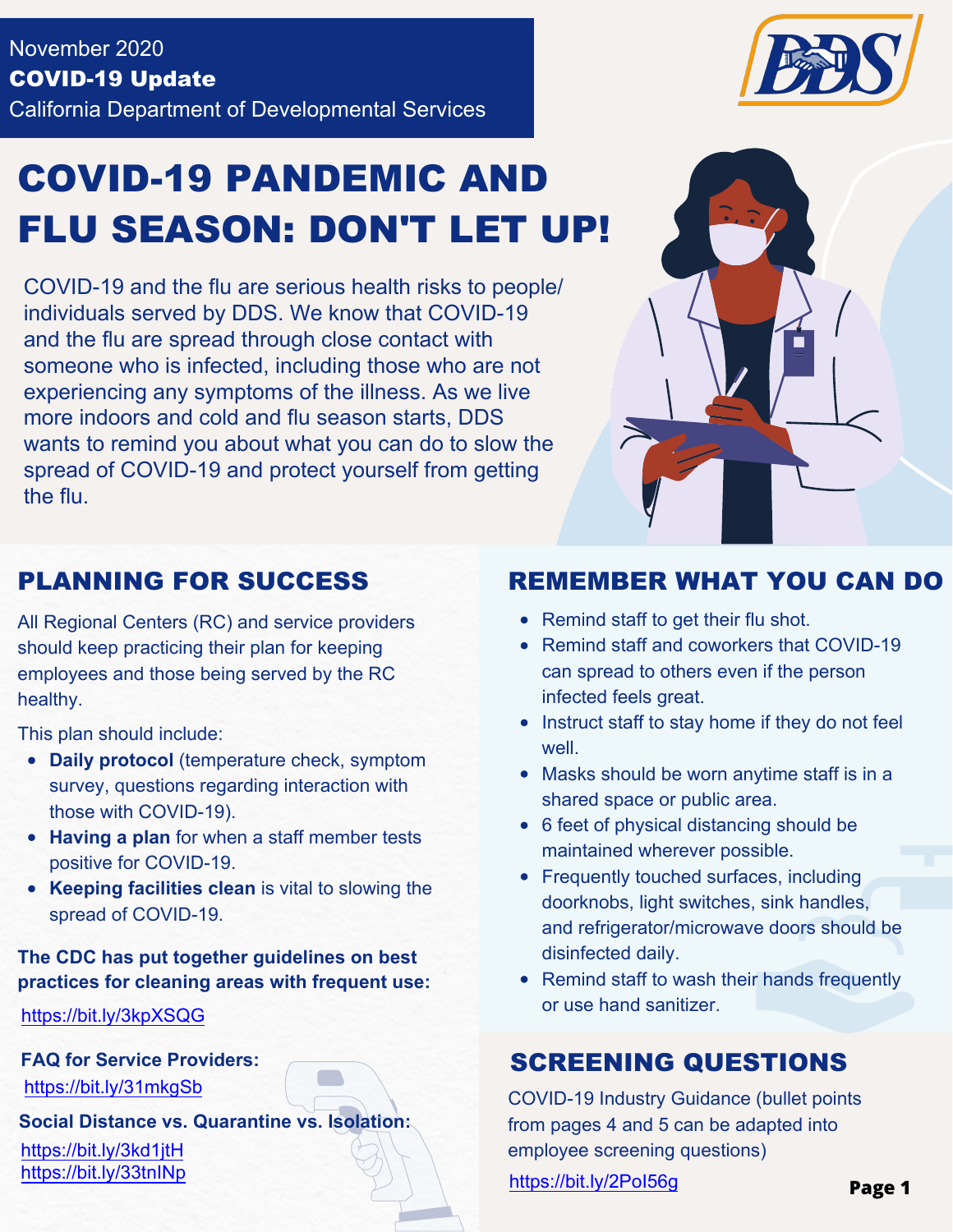November 2020

**COVID-19 Update**

California Department of Developmental Services

# COVID-19 PANDEMIC AND FLU SEASON: DON'T LET UP!

COVID-19 and the flu are serious health risks to people/ individuals served by DDS. We know that COVID-19 and the flu are spread through close contact with someone who is infected, including those who are not experiencing any symptoms of the illness. As we live more indoors and cold and flu season starts, DDS wants to remind you about what you can do to slow the spread of COVID-19 and protect yourself from getting the flu.

## PLANNING FOR SUCCESS

All Regional Centers (RC) and service providers should keep practicing their plan for keeping employees and those being served by the RC healthy.

This plan should include:

- **Daily protocol** (temperature check, symptom survey, questions regarding interaction with those with COVID-19).
- **Having a plan** for when a staff member tests positive for COVID-19.
- **Keeping facilities clean** is vital to slowing the spread of COVID-19.

**The CDC has put together guidelines on best practices for cleaning areas with frequent use:**

https://bit.ly/3kpXSQG

**FAQ for Service Providers:**

https://bit.ly/31mkgSb

**Social Distance vs. Quarantine vs. Isolation:**

https://bit.ly/3kd1jtH
https://bit.ly/33tnINp

## REMEMBER WHAT YOU CAN DO

- Remind staff to get their flu shot.
- Remind staff and coworkers that COVID-19 can spread to others even if the person infected feels great.
- Instruct staff to stay home if they do not feel well.
- Masks should be worn anytime staff is in a shared space or public area.
- 6 feet of physical distancing should be maintained wherever possible.
- Frequently touched surfaces, including doorknobs, light switches, sink handles, and refrigerator/microwave doors should be disinfected daily.
- Remind staff to wash their hands frequently or use hand sanitizer.

## SCREENING QUESTIONS

COVID-19 Industry Guidance (bullet points from pages 4 and 5 can be adapted into employee screening questions)

https://bit.ly/2PoI56g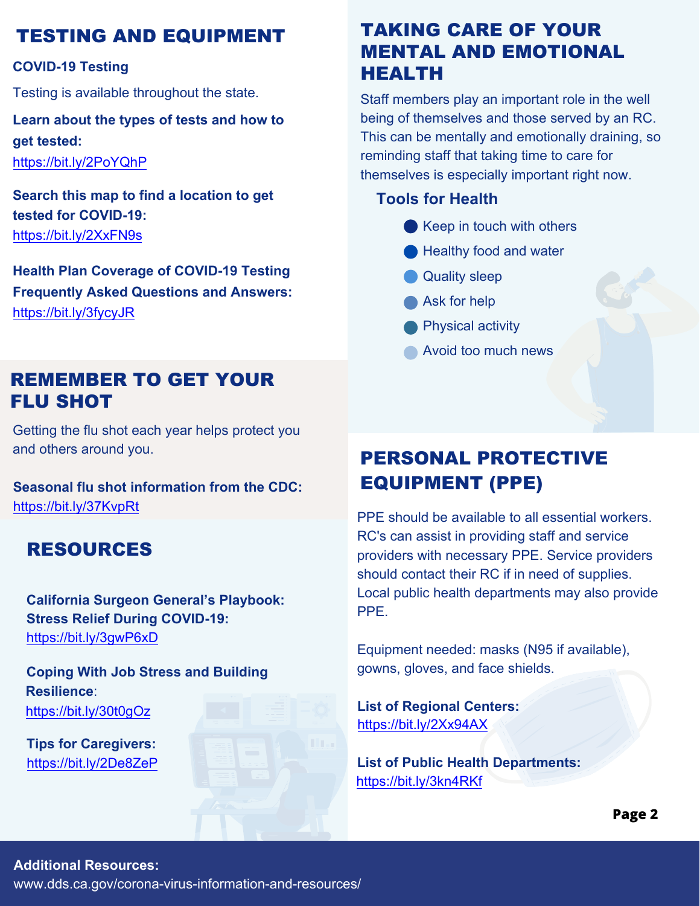## TESTING AND EQUIPMENT

**COVID-19 Testing**

Testing is available throughout the state.

**Learn about the types of tests and how to get tested:**
https://bit.ly/2PoYQhP

**Search this map to find a location to get tested for COVID-19:**
https://bit.ly/2XxFN9s

**Health Plan Coverage of COVID-19 Testing Frequently Asked Questions and Answers:**
https://bit.ly/3fycyJR

## REMEMBER TO GET YOUR FLU SHOT

Getting the flu shot each year helps protect you and others around you.

**Seasonal flu shot information from the CDC:**
https://bit.ly/37KvpRt

## RESOURCES

**California Surgeon General's Playbook: Stress Relief During COVID-19:**
https://bit.ly/3gwP6xD

**Coping With Job Stress and Building Resilience**:
https://bit.ly/30t0gOz

**Tips for Caregivers:**
https://bit.ly/2De8ZeP

## TAKING CARE OF YOUR MENTAL AND EMOTIONAL HEALTH

Staff members play an important role in the well being of themselves and those served by an RC. This can be mentally and emotionally draining, so reminding staff that taking time to care for themselves is especially important right now.

### Tools for Health

- Keep in touch with others
- Healthy food and water
- Quality sleep
- Ask for help
- Physical activity
- Avoid too much news

## PERSONAL PROTECTIVE EQUIPMENT (PPE)

PPE should be available to all essential workers. RC's can assist in providing staff and service providers with necessary PPE. Service providers should contact their RC if in need of supplies. Local public health departments may also provide PPE.

Equipment needed: masks (N95 if available), gowns, gloves, and face shields.

**List of Regional Centers:**
https://bit.ly/2Xx94AX

**List of Public Health Departments:**
https://bit.ly/3kn4RKf

**Additional Resources:**
www.dds.ca.gov/corona-virus-information-and-resources/